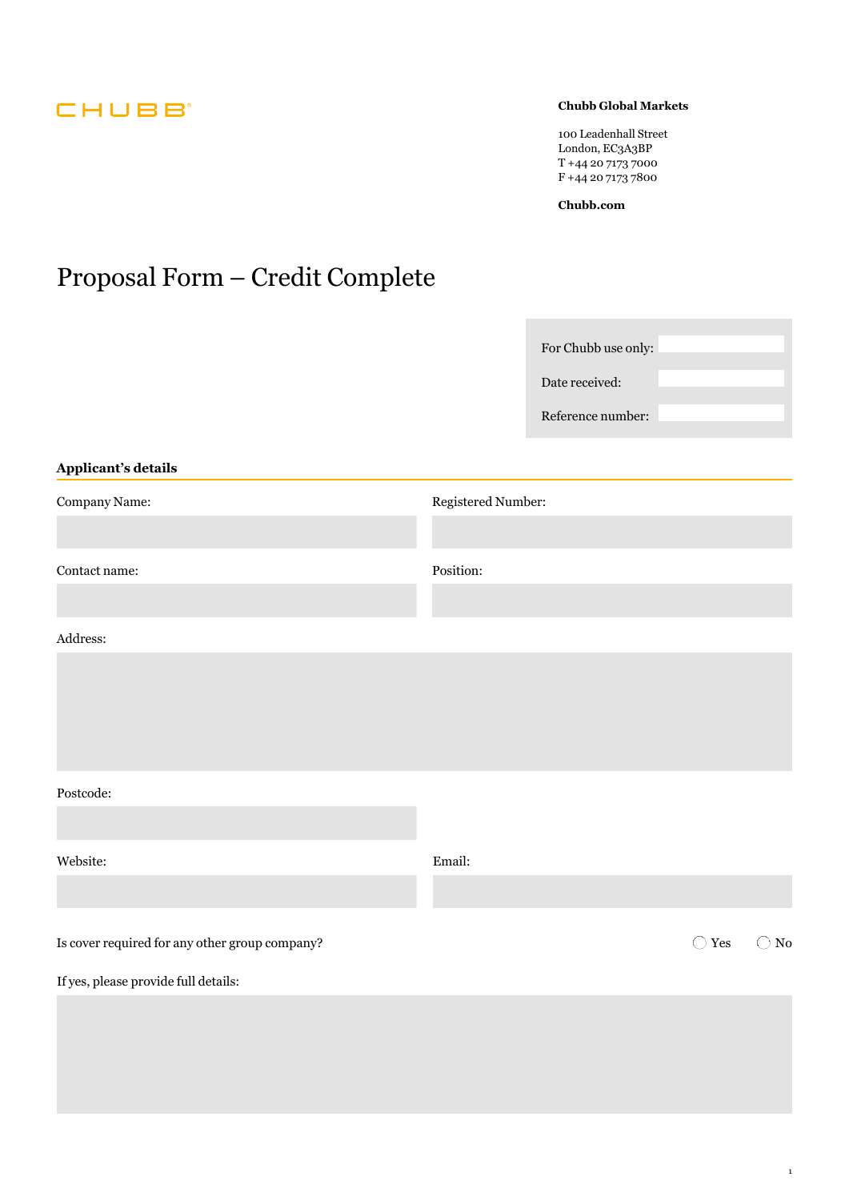CHUBB

**Chubb Global Markets**

100 Leadenhall Street
London, EC3A3BP
T +44 20 7173 7000
F +44 20 7173 7800

**Chubb.com**

# Proposal Form – Credit Complete

| For Chubb use only: | |
|---|---|
| Date received: | |
| Reference number: | |

## Applicant's details

Company Name:

Registered Number:

Contact name:

Position:

Address:

Postcode:

Website:

Email:

Is cover required for any other group company? ◯ Yes ◯ No

If yes, please provide full details: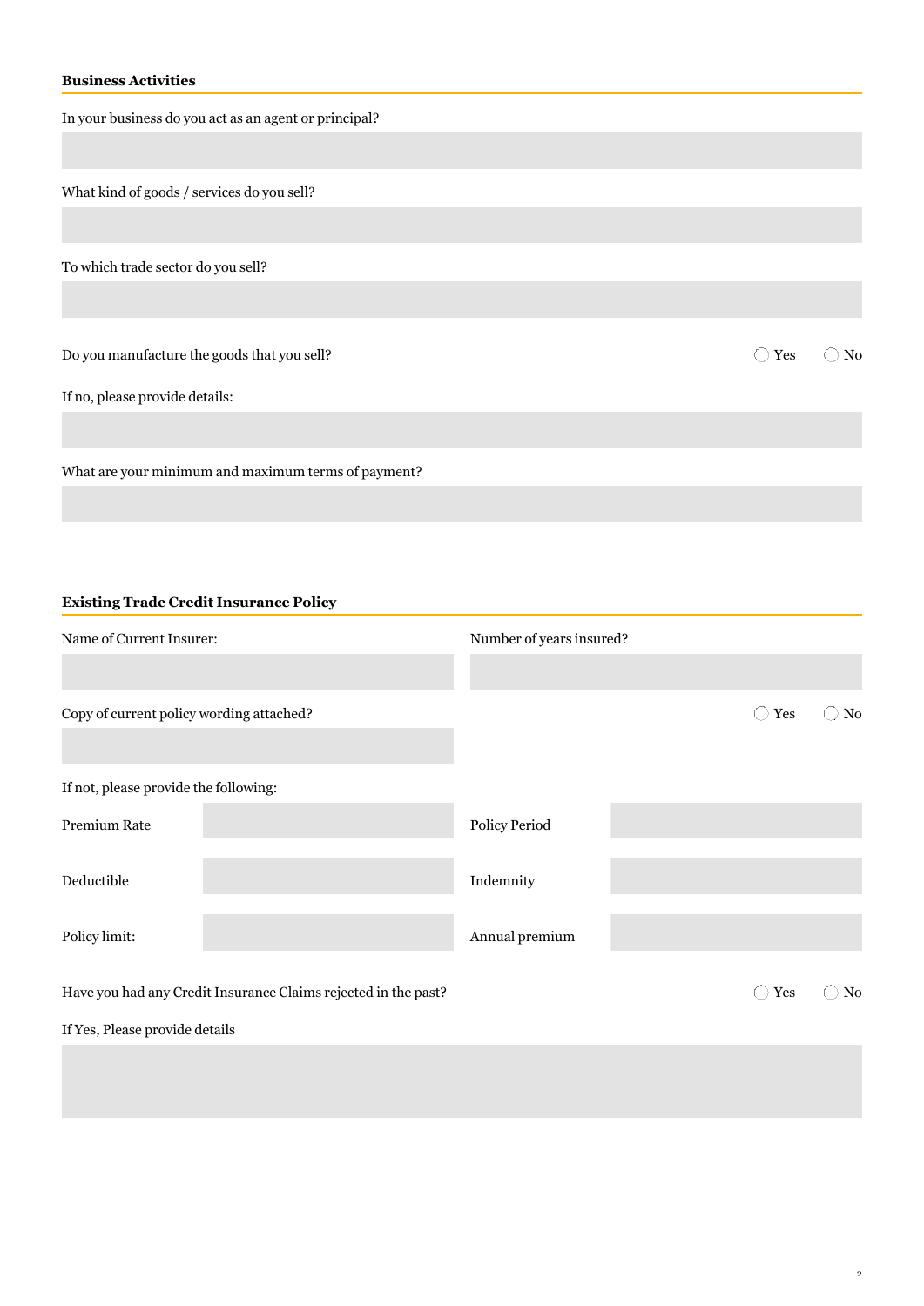## Business Activities

In your business do you act as an agent or principal?

What kind of goods / services do you sell?

To which trade sector do you sell?

Do you manufacture the goods that you sell? ◯ Yes ◯ No

If no, please provide details:

What are your minimum and maximum terms of payment?

## Existing Trade Credit Insurance Policy

Name of Current Insurer:

Number of years insured?

Copy of current policy wording attached? ◯ Yes ◯ No

If not, please provide the following:

| | | | |
|---|---|---|---|
| Premium Rate | | Policy Period | |
| Deductible | | Indemnity | |
| Policy limit: | | Annual premium | |

Have you had any Credit Insurance Claims rejected in the past? ◯ Yes ◯ No

If Yes, Please provide details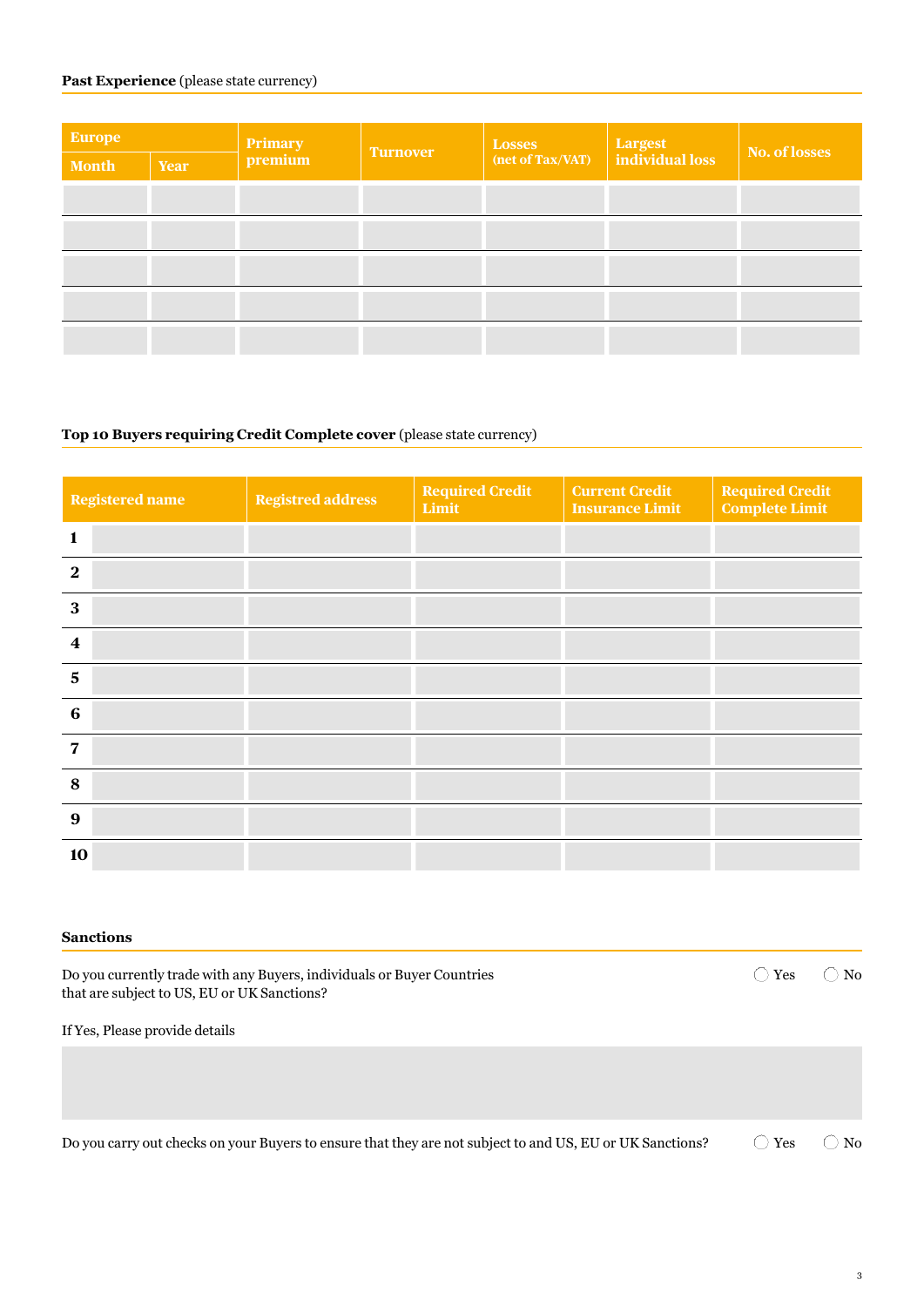**Past Experience** (please state currency)

| Europe | | Primary premium | Turnover | Losses (net of Tax/VAT) | Largest individual loss | No. of losses |
|---|---|---|---|---|---|---|
| Month | Year | | | | | |
| | | | | | | |
| | | | | | | |
| | | | | | | |
| | | | | | | |
| | | | | | | |

**Top 10 Buyers requiring Credit Complete cover** (please state currency)

| | Registered name | Registred address | Required Credit Limit | Current Credit Insurance Limit | Required Credit Complete Limit |
|---|---|---|---|---|---|
| 1 | | | | | |
| 2 | | | | | |
| 3 | | | | | |
| 4 | | | | | |
| 5 | | | | | |
| 6 | | | | | |
| 7 | | | | | |
| 8 | | | | | |
| 9 | | | | | |
| 10 | | | | | |

**Sanctions**

Do you currently trade with any Buyers, individuals or Buyer Countries that are subject to US, EU or UK Sanctions? ◯ Yes ◯ No

If Yes, Please provide details

Do you carry out checks on your Buyers to ensure that they are not subject to and US, EU or UK Sanctions? ◯ Yes ◯ No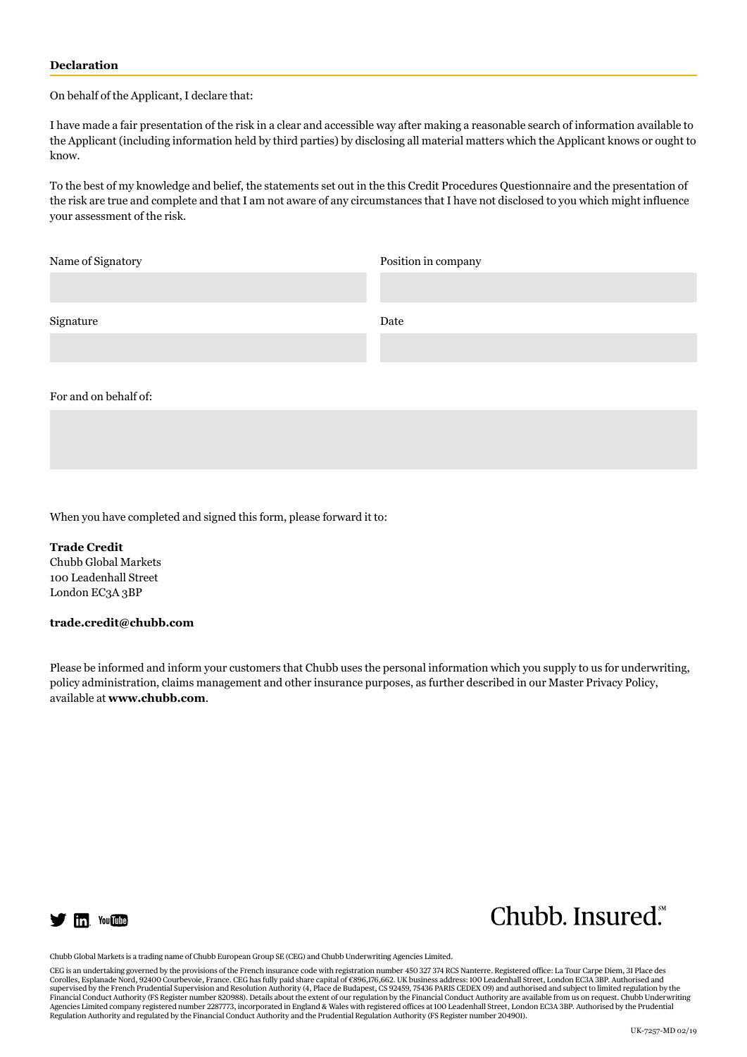**Declaration**

On behalf of the Applicant, I declare that:

I have made a fair presentation of the risk in a clear and accessible way after making a reasonable search of information available to the Applicant (including information held by third parties) by disclosing all material matters which the Applicant knows or ought to know.

To the best of my knowledge and belief, the statements set out in the this Credit Procedures Questionnaire and the presentation of the risk are true and complete and that I am not aware of any circumstances that I have not disclosed to you which might influence your assessment of the risk.

| Name of Signatory | Position in company |
| --- | --- |
| | |
| **Signature** | **Date** |
| | |

For and on behalf of:

When you have completed and signed this form, please forward it to:

**Trade Credit**
Chubb Global Markets
100 Leadenhall Street
London EC3A 3BP

**trade.credit@chubb.com**

Please be informed and inform your customers that Chubb uses the personal information which you supply to us for underwriting, policy administration, claims management and other insurance purposes, as further described in our Master Privacy Policy, available at **www.chubb.com**.

Chubb. Insured.℠

Chubb Global Markets is a trading name of Chubb European Group SE (CEG) and Chubb Underwriting Agencies Limited.

CEG is an undertaking governed by the provisions of the French insurance code with registration number 450 327 374 RCS Nanterre. Registered office: La Tour Carpe Diem, 31 Place des Corolles, Esplanade Nord, 92400 Courbevoie, France. CEG has fully paid share capital of €896,176,662. UK business address: 100 Leadenhall Street, London EC3A 3BP. Authorised and supervised by the French Prudential Supervision and Resolution Authority (4, Place de Budapest, CS 92459, 75436 PARIS CEDEX 09) and authorised and subject to limited regulation by the Financial Conduct Authority (FS Register number 820988). Details about the extent of our regulation by the Financial Conduct Authority are available from us on request. Chubb Underwriting Agencies Limited company registered number 2287773, incorporated in England & Wales with registered offices at 100 Leadenhall Street, London EC3A 3BP. Authorised by the Prudential Regulation Authority and regulated by the Financial Conduct Authority and the Prudential Regulation Authority (FS Register number 204901).

UK-7257-MD 02/19